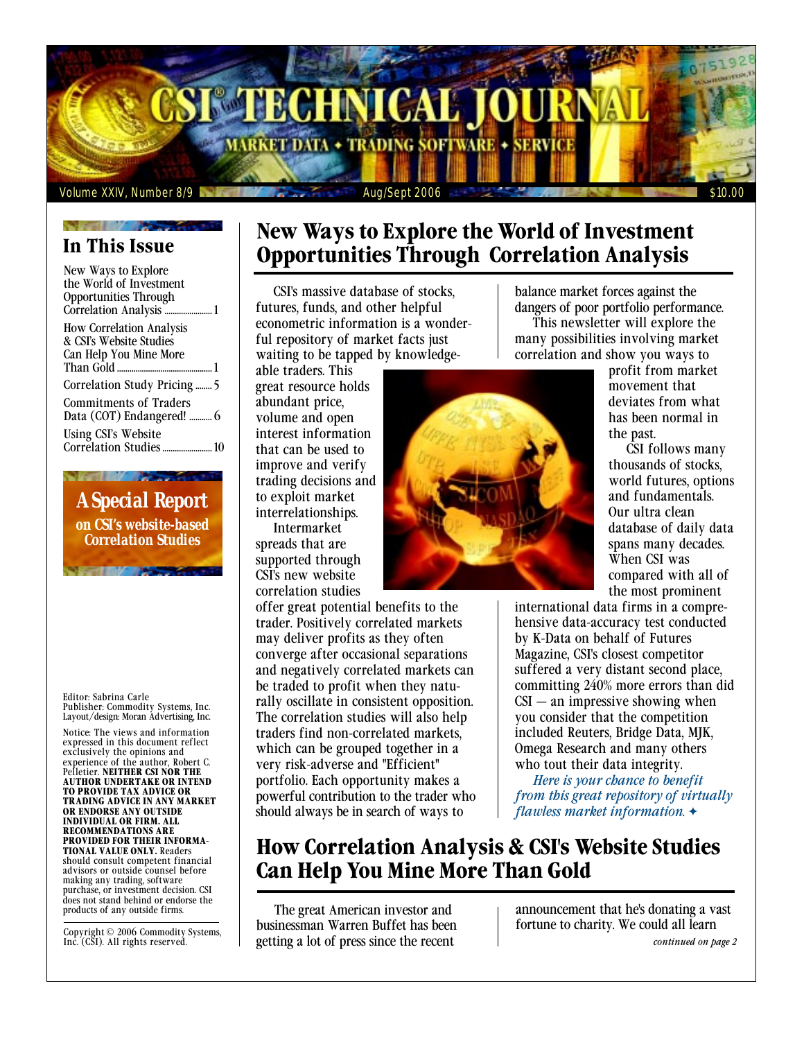# CSI® TECHNICAL JOURNAL

MARKET DATA ✦ TRADING SOFTWARE ✦ SERVICE

Volume XXIV, Number 8/9 — Aug/Sept 2006 — $10.00

## In This Issue

- New Ways to Explore the World of Investment Opportunities Through Correlation Analysis ........ 1
- How Correlation Analysis & CSI's Website Studies Can Help You Mine More Than Gold ........ 1
- Correlation Study Pricing ........ 5
- Commitments of Traders Data (COT) Endangered! ........ 6
- Using CSI's Website Correlation Studies ........ 10

**A Special Report on CSI's website-based Correlation Studies**

Editor: Sabrina Carle
Publisher: Commodity Systems, Inc.
Layout/design: Moran Advertising, Inc.

Notice: The views and information expressed in this document reflect exclusively the opinions and experience of the author, Robert C. Pelletier. **NEITHER CSI NOR THE AUTHOR UNDERTAKE OR INTEND TO PROVIDE TAX ADVICE OR TRADING ADVICE IN ANY MARKET OR ENDORSE ANY OUTSIDE INDIVIDUAL OR FIRM. ALL RECOMMENDATIONS ARE PROVIDED FOR THEIR INFORMATIONAL VALUE ONLY.** Readers should consult competent financial advisors or outside counsel before making any trading, software purchase, or investment decision. CSI does not stand behind or endorse the products of any outside firms.

Copyright © 2006 Commodity Systems, Inc. (CSI). All rights reserved.

# New Ways to Explore the World of Investment Opportunities Through Correlation Analysis

CSI's massive database of stocks, futures, funds, and other helpful econometric information is a wonderful repository of market facts just waiting to be tapped by knowledgeable traders. This great resource holds abundant price, volume and open interest information that can be used to improve and verify trading decisions and to exploit market interrelationships.

Intermarket spreads that are supported through CSI's new website correlation studies offer great potential benefits to the trader. Positively correlated markets may deliver profits as they often converge after occasional separations and negatively correlated markets can be traded to profit when they naturally oscillate in consistent opposition. The correlation studies will also help traders find non-correlated markets, which can be grouped together in a very risk-adverse and "Efficient" portfolio. Each opportunity makes a powerful contribution to the trader who should always be in search of ways to balance market forces against the dangers of poor portfolio performance.

This newsletter will explore the many possibilities involving market correlation and show you ways to profit from market movement that deviates from what has been normal in the past.

CSI follows many thousands of stocks, world futures, options and fundamentals. Our ultra clean database of daily data spans many decades. When CSI was compared with all of the most prominent international data firms in a comprehensive data-accuracy test conducted by K-Data on behalf of Futures Magazine, CSI's closest competitor suffered a very distant second place, committing 240% more errors than did CSI — an impressive showing when you consider that the competition included Reuters, Bridge Data, MJK, Omega Research and many others who tout their data integrity.

*Here is your chance to benefit from this great repository of virtually flawless market information.* ✦

# How Correlation Analysis & CSI's Website Studies Can Help You Mine More Than Gold

The great American investor and businessman Warren Buffet has been getting a lot of press since the recent announcement that he's donating a vast fortune to charity. We could all learn

*continued on page 2*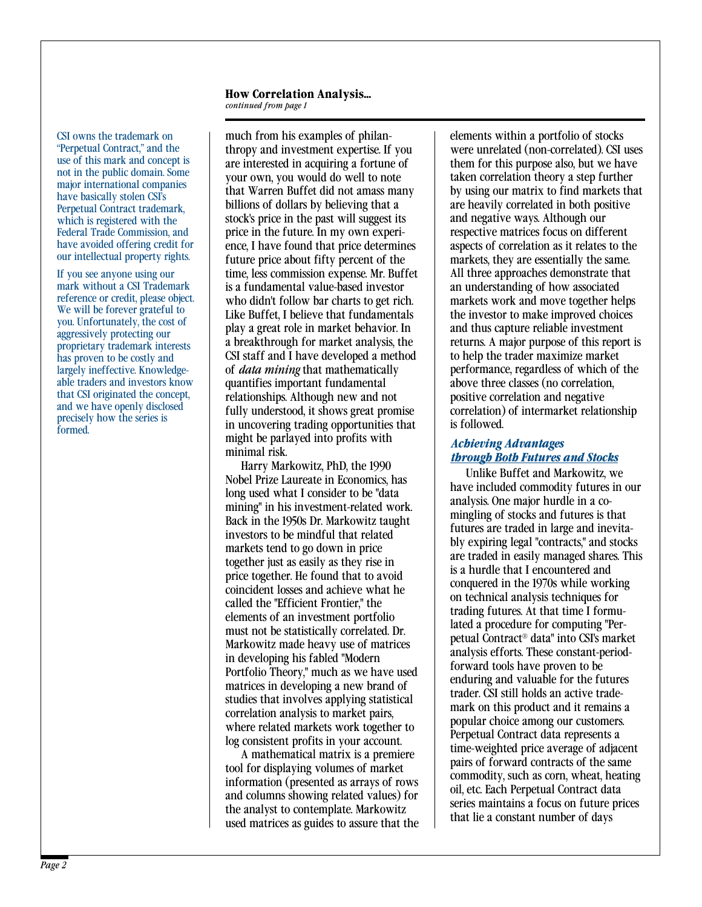**How Correlation Analysis...**
*continued from page 1*

CSI owns the trademark on "Perpetual Contract," and the use of this mark and concept is not in the public domain. Some major international companies have basically stolen CSI's Perpetual Contract trademark, which is registered with the Federal Trade Commission, and have avoided offering credit for our intellectual property rights.

If you see anyone using our mark without a CSI Trademark reference or credit, please object. We will be forever grateful to you. Unfortunately, the cost of aggressively protecting our proprietary trademark interests has proven to be costly and largely ineffective. Knowledgeable traders and investors know that CSI originated the concept, and we have openly disclosed precisely how the series is formed.

much from his examples of philanthropy and investment expertise. If you are interested in acquiring a fortune of your own, you would do well to note that Warren Buffet did not amass many billions of dollars by believing that a stock's price in the past will suggest its price in the future. In my own experience, I have found that price determines future price about fifty percent of the time, less commission expense. Mr. Buffet is a fundamental value-based investor who didn't follow bar charts to get rich. Like Buffet, I believe that fundamentals play a great role in market behavior. In a breakthrough for market analysis, the CSI staff and I have developed a method of ***data mining*** that mathematically quantifies important fundamental relationships. Although new and not fully understood, it shows great promise in uncovering trading opportunities that might be parlayed into profits with minimal risk.

Harry Markowitz, PhD, the 1990 Nobel Prize Laureate in Economics, has long used what I consider to be "data mining" in his investment-related work. Back in the 1950s Dr. Markowitz taught investors to be mindful that related markets tend to go down in price together just as easily as they rise in price together. He found that to avoid coincident losses and achieve what he called the "Efficient Frontier," the elements of an investment portfolio must not be statistically correlated. Dr. Markowitz made heavy use of matrices in developing his fabled "Modern Portfolio Theory," much as we have used matrices in developing a new brand of studies that involves applying statistical correlation analysis to market pairs, where related markets work together to log consistent profits in your account.

A mathematical matrix is a premiere tool for displaying volumes of market information (presented as arrays of rows and columns showing related values) for the analyst to contemplate. Markowitz used matrices as guides to assure that the elements within a portfolio of stocks were unrelated (non-correlated). CSI uses them for this purpose also, but we have taken correlation theory a step further by using our matrix to find markets that are heavily correlated in both positive and negative ways. Although our respective matrices focus on different aspects of correlation as it relates to the markets, they are essentially the same. All three approaches demonstrate that an understanding of how associated markets work and move together helps the investor to make improved choices and thus capture reliable investment returns. A major purpose of this report is to help the trader maximize market performance, regardless of which of the above three classes (no correlation, positive correlation and negative correlation) of intermarket relationship is followed.

### *Achieving Advantages through Both Futures and Stocks*

Unlike Buffet and Markowitz, we have included commodity futures in our analysis. One major hurdle in a co-mingling of stocks and futures is that futures are traded in large and inevitably expiring legal "contracts," and stocks are traded in easily managed shares. This is a hurdle that I encountered and conquered in the 1970s while working on technical analysis techniques for trading futures. At that time I formulated a procedure for computing "Perpetual Contract® data" into CSI's market analysis efforts. These constant-period-forward tools have proven to be enduring and valuable for the futures trader. CSI still holds an active trademark on this product and it remains a popular choice among our customers. Perpetual Contract data represents a time-weighted price average of adjacent pairs of forward contracts of the same commodity, such as corn, wheat, heating oil, etc. Each Perpetual Contract data series maintains a focus on future prices that lie a constant number of days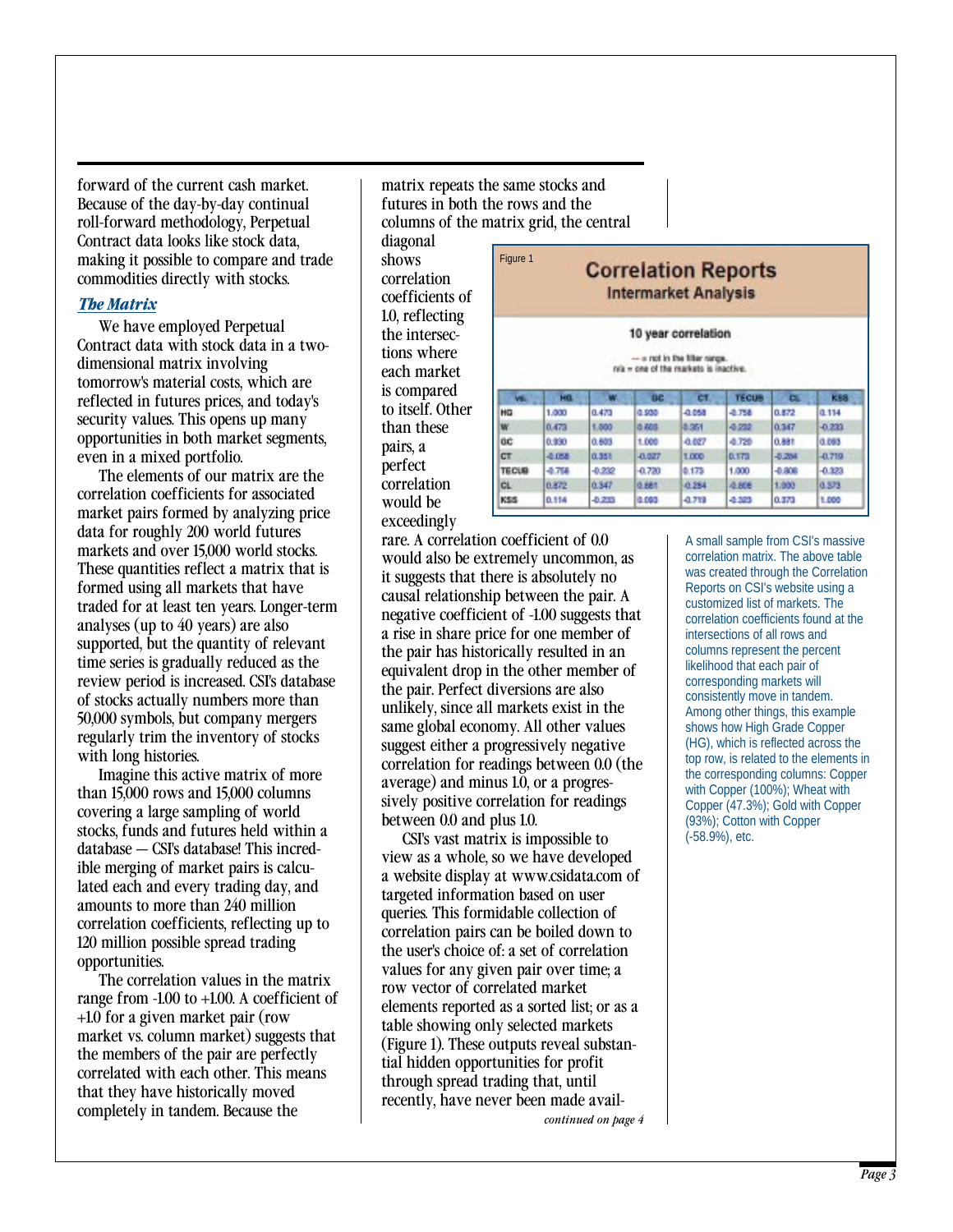forward of the current cash market. Because of the day-by-day continual roll-forward methodology, Perpetual Contract data looks like stock data, making it possible to compare and trade commodities directly with stocks.

### *The Matrix*

We have employed Perpetual Contract data with stock data in a two-dimensional matrix involving tomorrow's material costs, which are reflected in futures prices, and today's security values. This opens up many opportunities in both market segments, even in a mixed portfolio.

The elements of our matrix are the correlation coefficients for associated market pairs formed by analyzing price data for roughly 200 world futures markets and over 15,000 world stocks. These quantities reflect a matrix that is formed using all markets that have traded for at least ten years. Longer-term analyses (up to 40 years) are also supported, but the quantity of relevant time series is gradually reduced as the review period is increased. CSI's database of stocks actually numbers more than 50,000 symbols, but company mergers regularly trim the inventory of stocks with long histories.

Imagine this active matrix of more than 15,000 rows and 15,000 columns covering a large sampling of world stocks, funds and futures held within a database — CSI's database! This incredible merging of market pairs is calculated each and every trading day, and amounts to more than 240 million correlation coefficients, reflecting up to 120 million possible spread trading opportunities.

The correlation values in the matrix range from -1.00 to +1.00. A coefficient of +1.0 for a given market pair (row market vs. column market) suggests that the members of the pair are perfectly correlated with each other. This means that they have historically moved completely in tandem. Because the matrix repeats the same stocks and futures in both the rows and the columns of the matrix grid, the central diagonal shows correlation coefficients of 1.0, reflecting the intersections where each market is compared to itself. Other than these pairs, a perfect correlation would be exceedingly rare. A correlation coefficient of 0.0 would also be extremely uncommon, as it suggests that there is absolutely no causal relationship between the pair. A negative coefficient of -1.00 suggests that a rise in share price for one member of the pair has historically resulted in an equivalent drop in the other member of the pair. Perfect diversions are also unlikely, since all markets exist in the same global economy. All other values suggest either a progressively negative correlation for readings between 0.0 (the average) and minus 1.0, or a progressively positive correlation for readings between 0.0 and plus 1.0.

CSI's vast matrix is impossible to view as a whole, so we have developed a website display at www.csidata.com of targeted information based on user queries. This formidable collection of correlation pairs can be boiled down to the user's choice of: a set of correlation values for any given pair over time; a row vector of correlated market elements reported as a sorted list; or as a table showing only selected markets (Figure 1). These outputs reveal substantial hidden opportunities for profit through spread trading that, until recently, have never been made avail-

*continued on page 4*

Figure 1

**Correlation Reports**
**Intermarket Analysis**

**10 year correlation**

— = not in the filter range.
n/a = one of the markets is inactive.

| vs. | HG | W | GC | CT | TECUS | CL | KSS |
|---|---|---|---|---|---|---|---|
| HG | 1.000 | 0.473 | 0.930 | -0.058 | -0.758 | 0.872 | 0.114 |
| W | 0.473 | 1.000 | 0.603 | 0.351 | -0.232 | 0.347 | -0.233 |
| GC | 0.930 | 0.603 | 1.000 | -0.027 | -0.720 | 0.881 | 0.093 |
| CT | -0.058 | 0.351 | -0.027 | 1.000 | 0.173 | -0.284 | -0.719 |
| TECUS | -0.758 | -0.232 | -0.720 | 0.173 | 1.000 | -0.808 | -0.323 |
| CL | 0.872 | 0.347 | 0.881 | -0.284 | -0.808 | 1.000 | 0.373 |
| KSS | 0.114 | -0.233 | 0.093 | -0.719 | -0.323 | 0.373 | 1.000 |

A small sample from CSI's massive correlation matrix. The above table was created through the Correlation Reports on CSI's website using a customized list of markets. The correlation coefficients found at the intersections of all rows and columns represent the percent likelihood that each pair of corresponding markets will consistently move in tandem. Among other things, this example shows how High Grade Copper (HG), which is reflected across the top row, is related to the elements in the corresponding columns: Copper with Copper (100%); Wheat with Copper (47.3%); Gold with Copper (93%); Cotton with Copper (-58.9%), etc.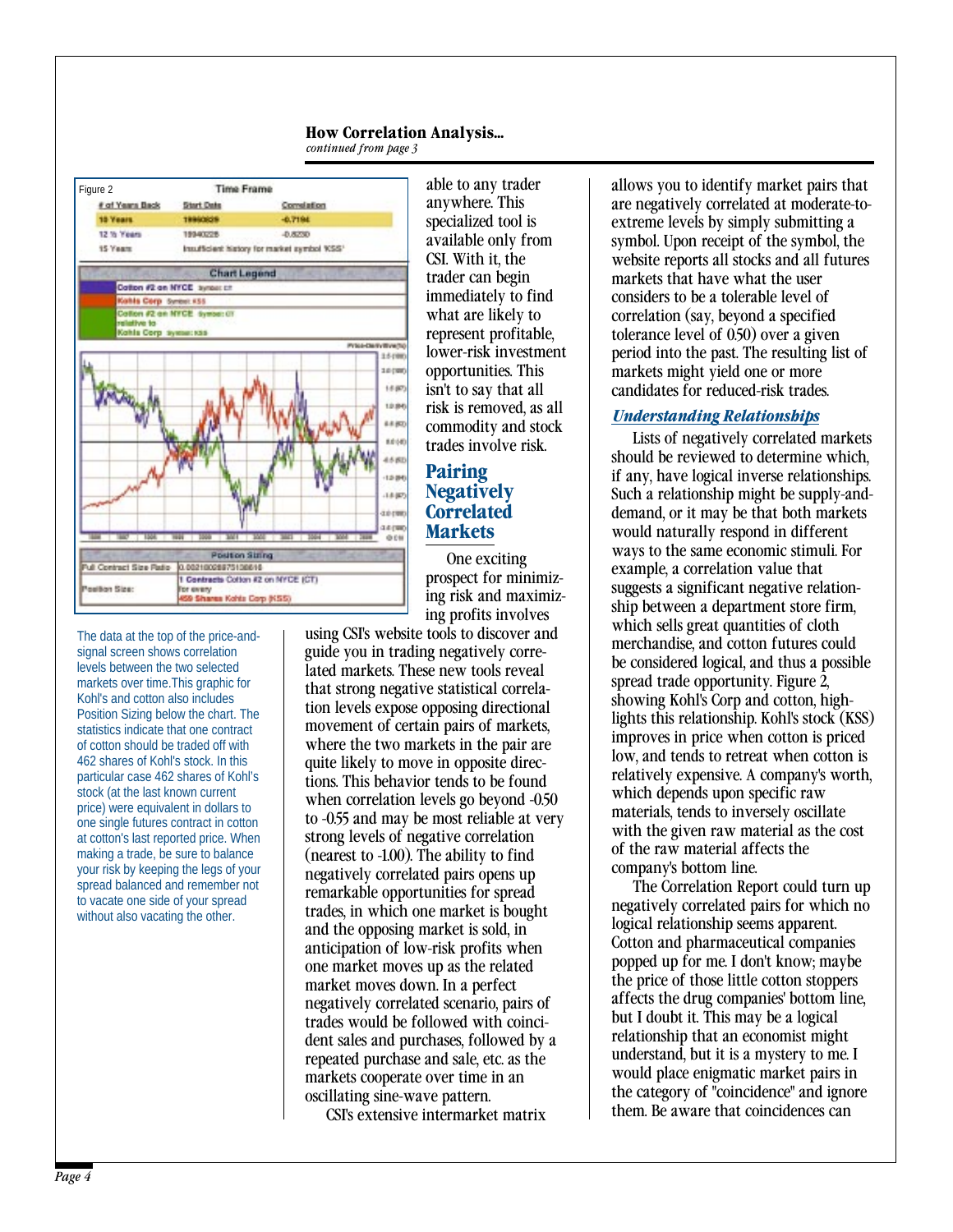### How Correlation Analysis...

*continued from page 3*

Figure 2

| Time Frame | | |
|---|---|---|
| # of Years Back | Start Date | Correlation |
| 10 Years | 19960829 | -0.7194 |
| 12 ½ Years | 19940228 | -0.8230 |
| 15 Years | Insufficient history for market symbol 'KSS' | |

Chart Legend

- Cotton #2 on NYCE Symbol: CT
- Kohls Corp Symbol: KSS
- Cotton #2 on NYCE Symbol: CT relative to Kohls Corp Symbol: KSS

| Position Sizing | |
|---|---|
| Full Contract Size Ratio | 0.0021602887513861 |
| Position Size: | 1 Contracts Cotton #2 on NYCE (CT) for every 459 Shares Kohls Corp (KSS) |

The data at the top of the price-and-signal screen shows correlation levels between the two selected markets over time.This graphic for Kohl's and cotton also includes Position Sizing below the chart. The statistics indicate that one contract of cotton should be traded off with 462 shares of Kohl's stock. In this particular case 462 shares of Kohl's stock (at the last known current price) were equivalent in dollars to one single futures contract in cotton at cotton's last reported price. When making a trade, be sure to balance your risk by keeping the legs of your spread balanced and remember not to vacate one side of your spread without also vacating the other.

able to any trader anywhere. This specialized tool is available only from CSI. With it, the trader can begin immediately to find what are likely to represent profitable, lower-risk investment opportunities. This isn't to say that all risk is removed, as all commodity and stock trades involve risk.

## Pairing Negatively Correlated Markets

One exciting prospect for minimizing risk and maximizing profits involves using CSI's website tools to discover and guide you in trading negatively correlated markets. These new tools reveal that strong negative statistical correlation levels expose opposing directional movement of certain pairs of markets, where the two markets in the pair are quite likely to move in opposite directions. This behavior tends to be found when correlation levels go beyond -0.50 to -0.55 and may be most reliable at very strong levels of negative correlation (nearest to -1.00). The ability to find negatively correlated pairs opens up remarkable opportunities for spread trades, in which one market is bought and the opposing market is sold, in anticipation of low-risk profits when one market moves up as the related market moves down. In a perfect negatively correlated scenario, pairs of trades would be followed with coincident sales and purchases, followed by a repeated purchase and sale, etc. as the markets cooperate over time in an oscillating sine-wave pattern.

CSI's extensive intermarket matrix allows you to identify market pairs that are negatively correlated at moderate-to-extreme levels by simply submitting a symbol. Upon receipt of the symbol, the website reports all stocks and all futures markets that have what the user considers to be a tolerable level of correlation (say, beyond a specified tolerance level of 0.50) over a given period into the past. The resulting list of markets might yield one or more candidates for reduced-risk trades.

### *Understanding Relationships*

Lists of negatively correlated markets should be reviewed to determine which, if any, have logical inverse relationships. Such a relationship might be supply-and-demand, or it may be that both markets would naturally respond in different ways to the same economic stimuli. For example, a correlation value that suggests a significant negative relationship between a department store firm, which sells great quantities of cloth merchandise, and cotton futures could be considered logical, and thus a possible spread trade opportunity. Figure 2, showing Kohl's Corp and cotton, highlights this relationship. Kohl's stock (KSS) improves in price when cotton is priced low, and tends to retreat when cotton is relatively expensive. A company's worth, which depends upon specific raw materials, tends to inversely oscillate with the given raw material as the cost of the raw material affects the company's bottom line.

The Correlation Report could turn up negatively correlated pairs for which no logical relationship seems apparent. Cotton and pharmaceutical companies popped up for me. I don't know; maybe the price of those little cotton stoppers affects the drug companies' bottom line, but I doubt it. This may be a logical relationship that an economist might understand, but it is a mystery to me. I would place enigmatic market pairs in the category of "coincidence" and ignore them. Be aware that coincidences can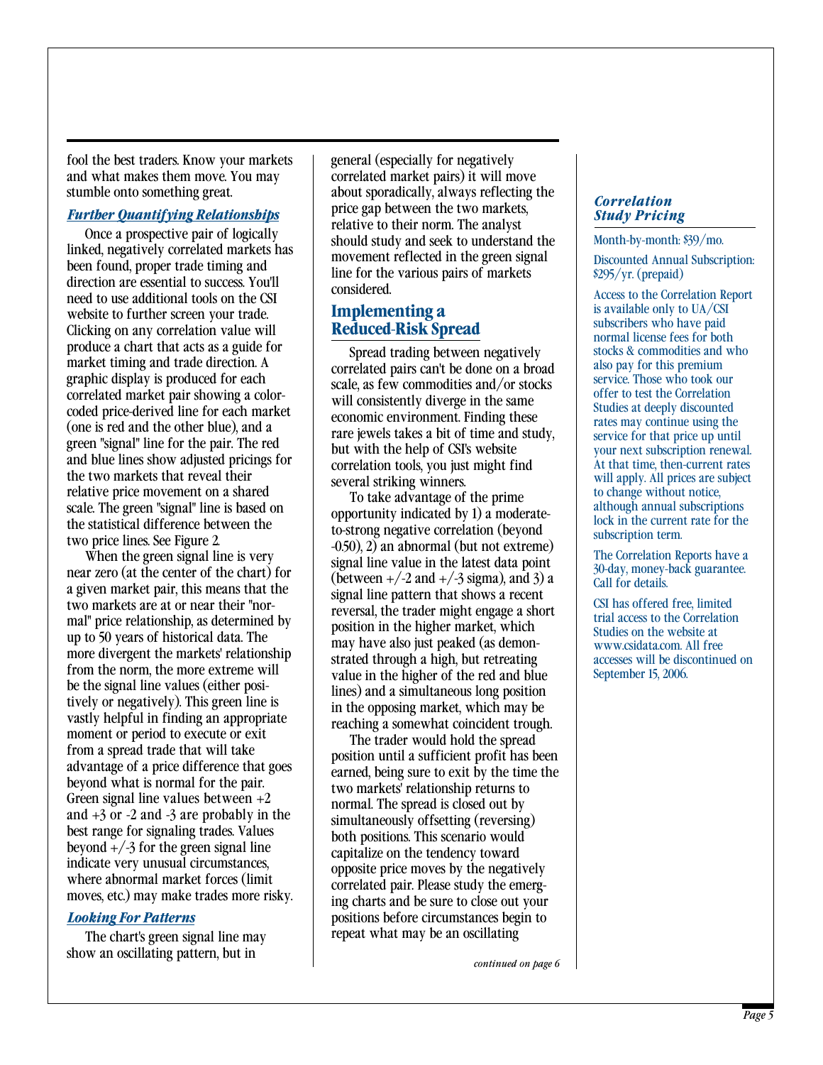fool the best traders. Know your markets and what makes them move. You may stumble onto something great.

### *Further Quantifying Relationships*

Once a prospective pair of logically linked, negatively correlated markets has been found, proper trade timing and direction are essential to success. You'll need to use additional tools on the CSI website to further screen your trade. Clicking on any correlation value will produce a chart that acts as a guide for market timing and trade direction. A graphic display is produced for each correlated market pair showing a color-coded price-derived line for each market (one is red and the other blue), and a green "signal" line for the pair. The red and blue lines show adjusted pricings for the two markets that reveal their relative price movement on a shared scale. The green "signal" line is based on the statistical difference between the two price lines. See Figure 2.

When the green signal line is very near zero (at the center of the chart) for a given market pair, this means that the two markets are at or near their "normal" price relationship, as determined by up to 50 years of historical data. The more divergent the markets' relationship from the norm, the more extreme will be the signal line values (either positively or negatively). This green line is vastly helpful in finding an appropriate moment or period to execute or exit from a spread trade that will take advantage of a price difference that goes beyond what is normal for the pair. Green signal line values between +2 and +3 or -2 and -3 are probably in the best range for signaling trades. Values beyond +/-3 for the green signal line indicate very unusual circumstances, where abnormal market forces (limit moves, etc.) may make trades more risky.

### *Looking For Patterns*

The chart's green signal line may show an oscillating pattern, but in general (especially for negatively correlated market pairs) it will move about sporadically, always reflecting the price gap between the two markets, relative to their norm. The analyst should study and seek to understand the movement reflected in the green signal line for the various pairs of markets considered.

## Implementing a Reduced-Risk Spread

Spread trading between negatively correlated pairs can't be done on a broad scale, as few commodities and/or stocks will consistently diverge in the same economic environment. Finding these rare jewels takes a bit of time and study, but with the help of CSI's website correlation tools, you just might find several striking winners.

To take advantage of the prime opportunity indicated by 1) a moderate-to-strong negative correlation (beyond -0.50), 2) an abnormal (but not extreme) signal line value in the latest data point (between +/-2 and +/-3 sigma), and 3) a signal line pattern that shows a recent reversal, the trader might engage a short position in the higher market, which may have also just peaked (as demonstrated through a high, but retreating value in the higher of the red and blue lines) and a simultaneous long position in the opposing market, which may be reaching a somewhat coincident trough.

The trader would hold the spread position until a sufficient profit has been earned, being sure to exit by the time the two markets' relationship returns to normal. The spread is closed out by simultaneously offsetting (reversing) both positions. This scenario would capitalize on the tendency toward opposite price moves by the negatively correlated pair. Please study the emerging charts and be sure to close out your positions before circumstances begin to repeat what may be an oscillating

*continued on page 6*

### *Correlation Study Pricing*

Month-by-month: $39/mo.

Discounted Annual Subscription: $295/yr. (prepaid)

Access to the Correlation Report is available only to UA/CSI subscribers who have paid normal license fees for both stocks & commodities and who also pay for this premium service. Those who took our offer to test the Correlation Studies at deeply discounted rates may continue using the service for that price up until your next subscription renewal. At that time, then-current rates will apply. All prices are subject to change without notice, although annual subscriptions lock in the current rate for the subscription term.

The Correlation Reports have a 30-day, money-back guarantee. Call for details.

CSI has offered free, limited trial access to the Correlation Studies on the website at www.csidata.com. All free accesses will be discontinued on September 15, 2006.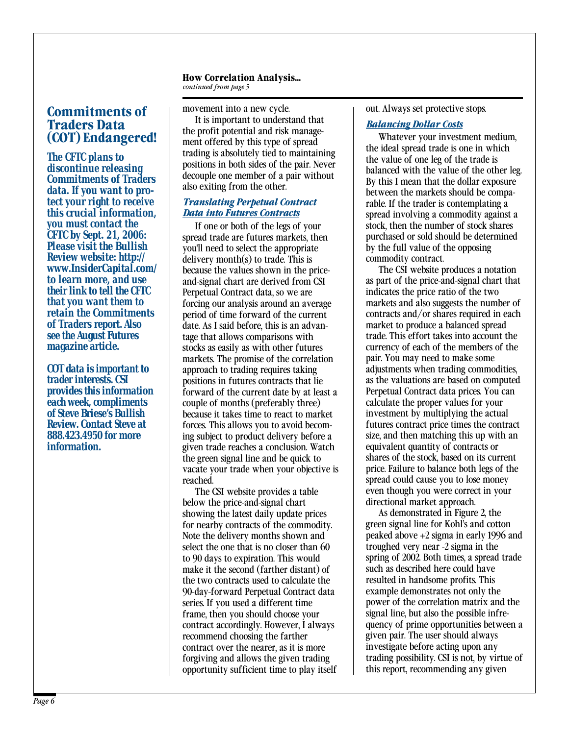## Commitments of Traders Data (COT) Endangered!

**The CFTC plans to discontinue releasing Commitments of Traders data. If you want to protect your right to receive this crucial information, you must contact the CFTC by Sept. 21, 2006: Please visit the Bullish Review website: http://www.InsiderCapital.com/ to learn more, and use their link to tell the CFTC that you want them to retain the Commitments of Traders report. Also see the August Futures magazine article.**

**COT data is important to trader interests. CSI provides this information each week, compliments of Steve Briese's Bullish Review. Contact Steve at 888.423.4950 for more information.**

**How Correlation Analysis...**
*continued from page 5*

movement into a new cycle.

It is important to understand that the profit potential and risk management offered by this type of spread trading is absolutely tied to maintaining positions in both sides of the pair. Never decouple one member of a pair without also exiting from the other.

### *Translating Perpetual Contract Data into Futures Contracts*

If one or both of the legs of your spread trade are futures markets, then you'll need to select the appropriate delivery month(s) to trade. This is because the values shown in the price-and-signal chart are derived from CSI Perpetual Contract data, so we are forcing our analysis around an average period of time forward of the current date. As I said before, this is an advantage that allows comparisons with stocks as easily as with other futures markets. The promise of the correlation approach to trading requires taking positions in futures contracts that lie forward of the current date by at least a couple of months (preferably three) because it takes time to react to market forces. This allows you to avoid becoming subject to product delivery before a given trade reaches a conclusion. Watch the green signal line and be quick to vacate your trade when your objective is reached.

The CSI website provides a table below the price-and-signal chart showing the latest daily update prices for nearby contracts of the commodity. Note the delivery months shown and select the one that is no closer than 60 to 90 days to expiration. This would make it the second (farther distant) of the two contracts used to calculate the 90-day-forward Perpetual Contract data series. If you used a different time frame, then you should choose your contract accordingly. However, I always recommend choosing the farther contract over the nearer, as it is more forgiving and allows the given trading opportunity sufficient time to play itself out. Always set protective stops.

### *Balancing Dollar Costs*

Whatever your investment medium, the ideal spread trade is one in which the value of one leg of the trade is balanced with the value of the other leg. By this I mean that the dollar exposure between the markets should be comparable. If the trader is contemplating a spread involving a commodity against a stock, then the number of stock shares purchased or sold should be determined by the full value of the opposing commodity contract.

The CSI website produces a notation as part of the price-and-signal chart that indicates the price ratio of the two markets and also suggests the number of contracts and/or shares required in each market to produce a balanced spread trade. This effort takes into account the currency of each of the members of the pair. You may need to make some adjustments when trading commodities, as the valuations are based on computed Perpetual Contract data prices. You can calculate the proper values for your investment by multiplying the actual futures contract price times the contract size, and then matching this up with an equivalent quantity of contracts or shares of the stock, based on its current price. Failure to balance both legs of the spread could cause you to lose money even though you were correct in your directional market approach.

As demonstrated in Figure 2, the green signal line for Kohl's and cotton peaked above +2 sigma in early 1996 and troughed very near -2 sigma in the spring of 2002. Both times, a spread trade such as described here could have resulted in handsome profits. This example demonstrates not only the power of the correlation matrix and the signal line, but also the possible infrequency of prime opportunities between a given pair. The user should always investigate before acting upon any trading possibility. CSI is not, by virtue of this report, recommending any given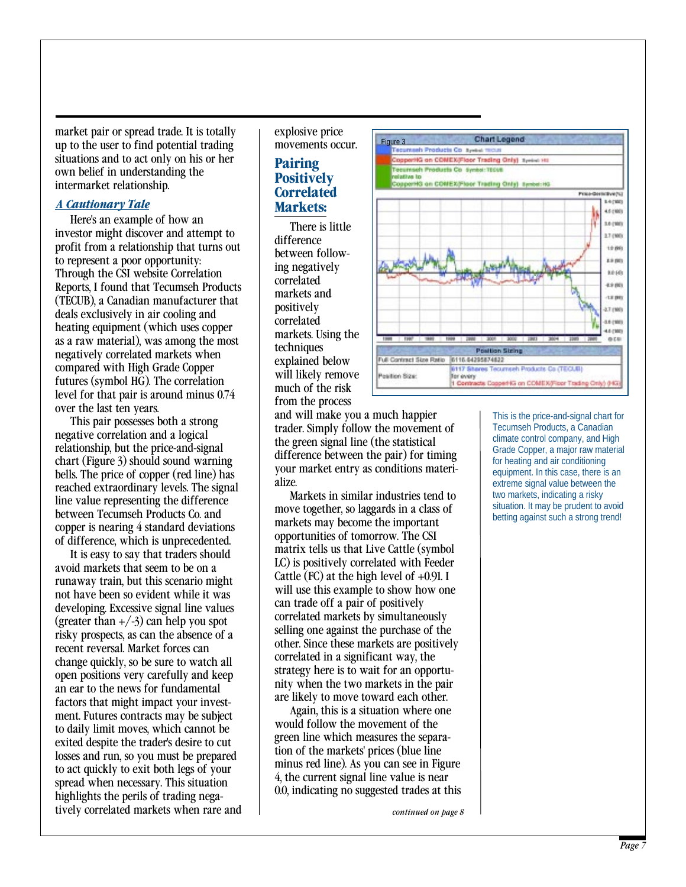market pair or spread trade. It is totally up to the user to find potential trading situations and to act only on his or her own belief in understanding the intermarket relationship.

### *A Cautionary Tale*

Here's an example of how an investor might discover and attempt to profit from a relationship that turns out to represent a poor opportunity: Through the CSI website Correlation Reports, I found that Tecumseh Products (TECUB), a Canadian manufacturer that deals exclusively in air cooling and heating equipment (which uses copper as a raw material), was among the most negatively correlated markets when compared with High Grade Copper futures (symbol HG). The correlation level for that pair is around minus 0.74 over the last ten years.

This pair possesses both a strong negative correlation and a logical relationship, but the price-and-signal chart (Figure 3) should sound warning bells. The price of copper (red line) has reached extraordinary levels. The signal line value representing the difference between Tecumseh Products Co. and copper is nearing 4 standard deviations of difference, which is unprecedented.

It is easy to say that traders should avoid markets that seem to be on a runaway train, but this scenario might not have been so evident while it was developing. Excessive signal line values (greater than +/-3) can help you spot risky prospects, as can the absence of a recent reversal. Market forces can change quickly, so be sure to watch all open positions very carefully and keep an ear to the news for fundamental factors that might impact your investment. Futures contracts may be subject to daily limit moves, which cannot be exited despite the trader's desire to cut losses and run, so you must be prepared to act quickly to exit both legs of your spread when necessary. This situation highlights the perils of trading negatively correlated markets when rare and explosive price movements occur.

## Pairing Positively Correlated Markets:

There is little difference between following negatively correlated markets and positively correlated markets. Using the techniques explained below will likely remove much of the risk from the process and will make you a much happier trader. Simply follow the movement of the green signal line (the statistical difference between the pair) for timing your market entry as conditions materialize.

Markets in similar industries tend to move together, so laggards in a class of markets may become the important opportunities of tomorrow. The CSI matrix tells us that Live Cattle (symbol LC) is positively correlated with Feeder Cattle (FC) at the high level of +0.91. I will use this example to show how one can trade off a pair of positively correlated markets by simultaneously selling one against the purchase of the other. Since these markets are positively correlated in a significant way, the strategy here is to wait for an opportunity when the two markets in the pair are likely to move toward each other.

Again, this is a situation where one would follow the movement of the green line which measures the separation of the markets' prices (blue line minus red line). As you can see in Figure 4, the current signal line value is near 0.0, indicating no suggested trades at this

*continued on page 8*

Figure 3

This is the price-and-signal chart for Tecumseh Products, a Canadian climate control company, and High Grade Copper, a major raw material for heating and air conditioning equipment. In this case, there is an extreme signal value between the two markets, indicating a risky situation. It may be prudent to avoid betting against such a strong trend!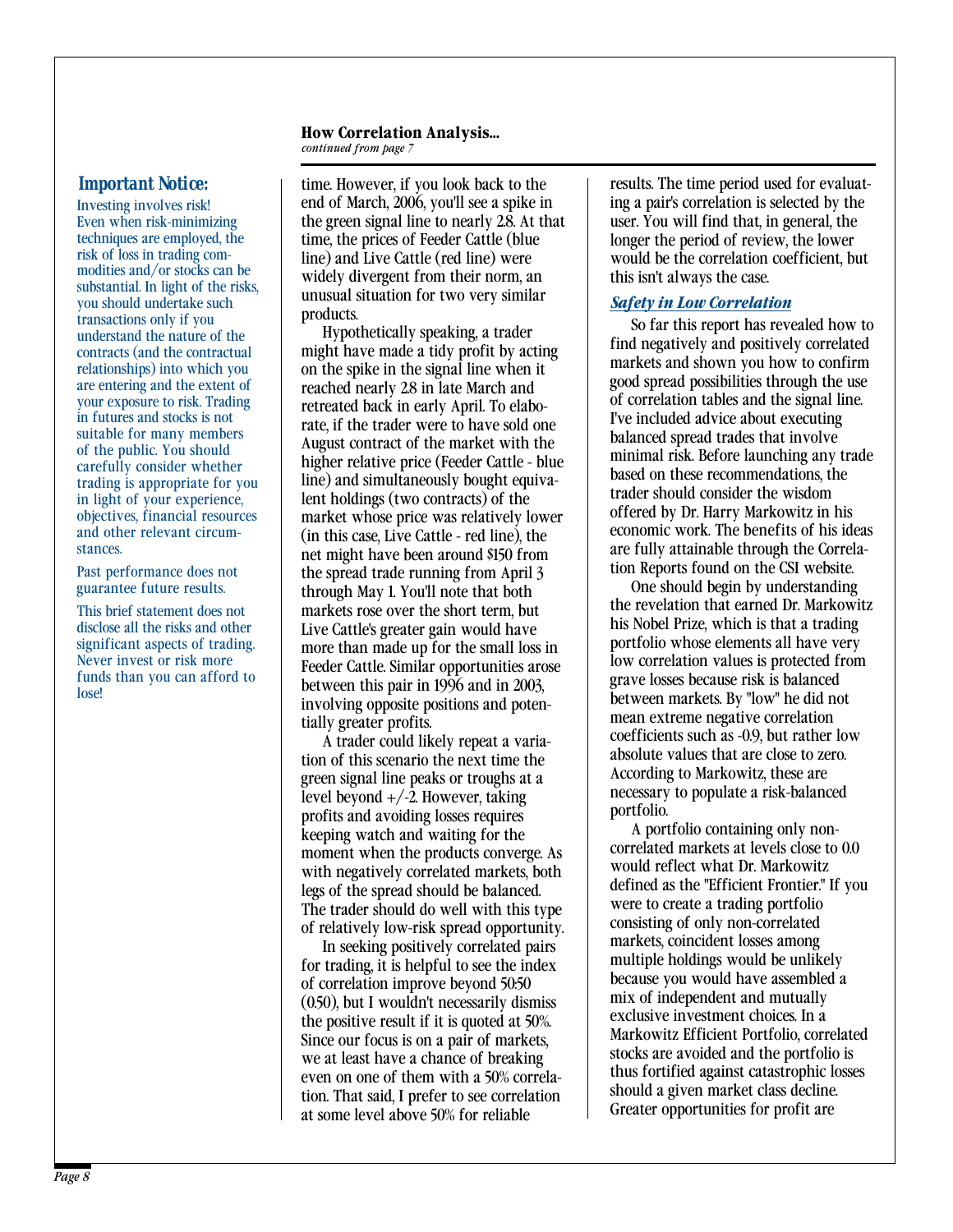**How Correlation Analysis...**
*continued from page 7*

### *Important Notice:*

Investing involves risk! Even when risk-minimizing techniques are employed, the risk of loss in trading commodities and/or stocks can be substantial. In light of the risks, you should undertake such transactions only if you understand the nature of the contracts (and the contractual relationships) into which you are entering and the extent of your exposure to risk. Trading in futures and stocks is not suitable for many members of the public. You should carefully consider whether trading is appropriate for you in light of your experience, objectives, financial resources and other relevant circumstances.

Past performance does not guarantee future results.

This brief statement does not disclose all the risks and other significant aspects of trading. Never invest or risk more funds than you can afford to lose!

time. However, if you look back to the end of March, 2006, you'll see a spike in the green signal line to nearly 2.8. At that time, the prices of Feeder Cattle (blue line) and Live Cattle (red line) were widely divergent from their norm, an unusual situation for two very similar products.

Hypothetically speaking, a trader might have made a tidy profit by acting on the spike in the signal line when it reached nearly 2.8 in late March and retreated back in early April. To elaborate, if the trader were to have sold one August contract of the market with the higher relative price (Feeder Cattle - blue line) and simultaneously bought equivalent holdings (two contracts) of the market whose price was relatively lower (in this case, Live Cattle - red line), the net might have been around $150 from the spread trade running from April 3 through May 1. You'll note that both markets rose over the short term, but Live Cattle's greater gain would have more than made up for the small loss in Feeder Cattle. Similar opportunities arose between this pair in 1996 and in 2003, involving opposite positions and potentially greater profits.

A trader could likely repeat a variation of this scenario the next time the green signal line peaks or troughs at a level beyond +/-2. However, taking profits and avoiding losses requires keeping watch and waiting for the moment when the products converge. As with negatively correlated markets, both legs of the spread should be balanced. The trader should do well with this type of relatively low-risk spread opportunity.

In seeking positively correlated pairs for trading, it is helpful to see the index of correlation improve beyond 50:50 (0.50), but I wouldn't necessarily dismiss the positive result if it is quoted at 50%. Since our focus is on a pair of markets, we at least have a chance of breaking even on one of them with a 50% correlation. That said, I prefer to see correlation at some level above 50% for reliable results. The time period used for evaluating a pair's correlation is selected by the user. You will find that, in general, the longer the period of review, the lower would be the correlation coefficient, but this isn't always the case.

### *Safety in Low Correlation*

So far this report has revealed how to find negatively and positively correlated markets and shown you how to confirm good spread possibilities through the use of correlation tables and the signal line. I've included advice about executing balanced spread trades that involve minimal risk. Before launching any trade based on these recommendations, the trader should consider the wisdom offered by Dr. Harry Markowitz in his economic work. The benefits of his ideas are fully attainable through the Correlation Reports found on the CSI website.

One should begin by understanding the revelation that earned Dr. Markowitz his Nobel Prize, which is that a trading portfolio whose elements all have very low correlation values is protected from grave losses because risk is balanced between markets. By "low" he did not mean extreme negative correlation coefficients such as -0.9, but rather low absolute values that are close to zero. According to Markowitz, these are necessary to populate a risk-balanced portfolio.

A portfolio containing only non-correlated markets at levels close to 0.0 would reflect what Dr. Markowitz defined as the "Efficient Frontier." If you were to create a trading portfolio consisting of only non-correlated markets, coincident losses among multiple holdings would be unlikely because you would have assembled a mix of independent and mutually exclusive investment choices. In a Markowitz Efficient Portfolio, correlated stocks are avoided and the portfolio is thus fortified against catastrophic losses should a given market class decline. Greater opportunities for profit are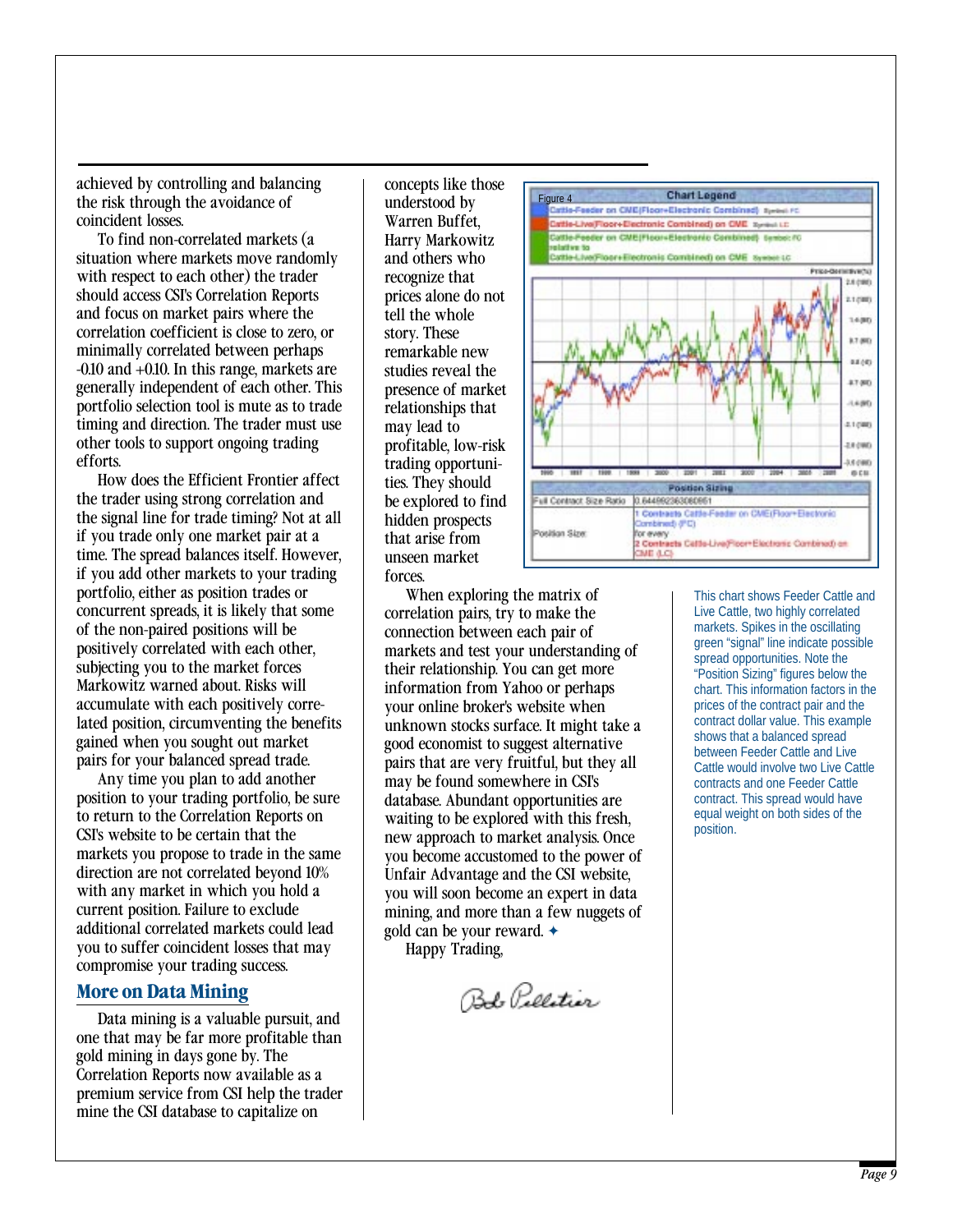achieved by controlling and balancing the risk through the avoidance of coincident losses.

To find non-correlated markets (a situation where markets move randomly with respect to each other) the trader should access CSI's Correlation Reports and focus on market pairs where the correlation coefficient is close to zero, or minimally correlated between perhaps -0.10 and +0.10. In this range, markets are generally independent of each other. This portfolio selection tool is mute as to trade timing and direction. The trader must use other tools to support ongoing trading efforts.

How does the Efficient Frontier affect the trader using strong correlation and the signal line for trade timing? Not at all if you trade only one market pair at a time. The spread balances itself. However, if you add other markets to your trading portfolio, either as position trades or concurrent spreads, it is likely that some of the non-paired positions will be positively correlated with each other, subjecting you to the market forces Markowitz warned about. Risks will accumulate with each positively correlated position, circumventing the benefits gained when you sought out market pairs for your balanced spread trade.

Any time you plan to add another position to your trading portfolio, be sure to return to the Correlation Reports on CSI's website to be certain that the markets you propose to trade in the same direction are not correlated beyond 10% with any market in which you hold a current position. Failure to exclude additional correlated markets could lead you to suffer coincident losses that may compromise your trading success.

## More on Data Mining

Data mining is a valuable pursuit, and one that may be far more profitable than gold mining in days gone by. The Correlation Reports now available as a premium service from CSI help the trader mine the CSI database to capitalize on concepts like those understood by Warren Buffet, Harry Markowitz and others who recognize that prices alone do not tell the whole story. These remarkable new studies reveal the presence of market relationships that may lead to profitable, low-risk trading opportunities. They should be explored to find hidden prospects that arise from unseen market forces.

When exploring the matrix of correlation pairs, try to make the connection between each pair of markets and test your understanding of their relationship. You can get more information from Yahoo or perhaps your online broker's website when unknown stocks surface. It might take a good economist to suggest alternative pairs that are very fruitful, but they all may be found somewhere in CSI's database. Abundant opportunities are waiting to be explored with this fresh, new approach to market analysis. Once you become accustomed to the power of Unfair Advantage and the CSI website, you will soon become an expert in data mining, and more than a few nuggets of gold can be your reward. ✦

Happy Trading,

Bob Pelletier

Figure 4

This chart shows Feeder Cattle and Live Cattle, two highly correlated markets. Spikes in the oscillating green "signal" line indicate possible spread opportunities. Note the "Position Sizing" figures below the chart. This information factors in the prices of the contract pair and the contract dollar value. This example shows that a balanced spread between Feeder Cattle and Live Cattle would involve two Live Cattle contracts and one Feeder Cattle contract. This spread would have equal weight on both sides of the position.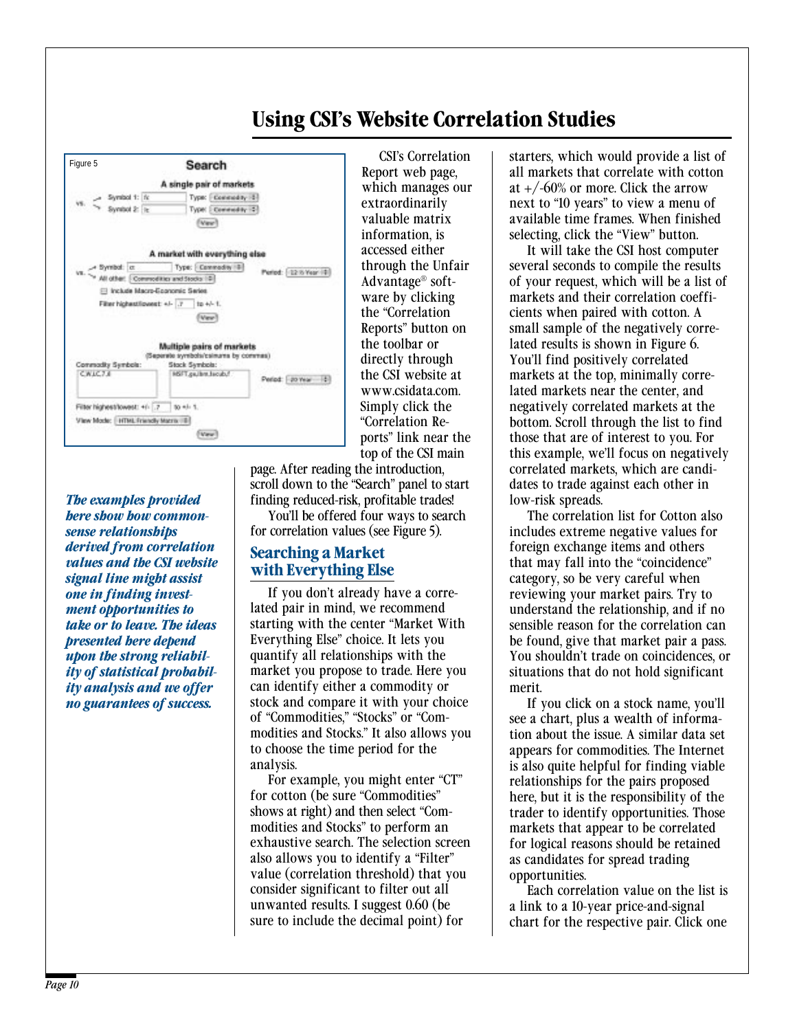# Using CSI's Website Correlation Studies

Figure 5

**Search**

**A single pair of markets**

vs. Symbol 1: fc Type: Commodity
Symbol 2: lc Type: Commodity

View

**A market with everything else**

vs. Symbol: ct Type: Commodity Period: 12 ½ Year
All other: Commodities and Stocks

Include Macro-Economic Series

Filter highest/lowest: +/- .7 to +/- 1.

View

**Multiple pairs of markets**
(Separate symbols/columns by commas)

Commodity Symbols: C,W,LC,7,8 Stock Symbols: MSFT,ge,ibm,lsccub,f Period: 20 Year

Filter highest/lowest: +/- .7 to +/- 1.

View Mode: HTML Friendly Matrix

View

***The examples provided here show how common-sense relationships derived from correlation values and the CSI website signal line might assist one in finding investment opportunities to take or to leave. The ideas presented here depend upon the strong reliability of statistical probability analysis and we offer no guarantees of success.***

CSI's Correlation Report web page, which manages our extraordinarily valuable matrix information, is accessed either through the Unfair Advantage® software by clicking the "Correlation Reports" button on the toolbar or directly through the CSI website at www.csidata.com. Simply click the "Correlation Reports" link near the top of the CSI main page. After reading the introduction, scroll down to the "Search" panel to start finding reduced-risk, profitable trades!

You'll be offered four ways to search for correlation values (see Figure 5).

## Searching a Market with Everything Else

If you don't already have a correlated pair in mind, we recommend starting with the center "Market With Everything Else" choice. It lets you quantify all relationships with the market you propose to trade. Here you can identify either a commodity or stock and compare it with your choice of "Commodities," "Stocks" or "Commodities and Stocks." It also allows you to choose the time period for the analysis.

For example, you might enter "CT" for cotton (be sure "Commodities" shows at right) and then select "Commodities and Stocks" to perform an exhaustive search. The selection screen also allows you to identify a "Filter" value (correlation threshold) that you consider significant to filter out all unwanted results. I suggest 0.60 (be sure to include the decimal point) for starters, which would provide a list of all markets that correlate with cotton at +/-60% or more. Click the arrow next to "10 years" to view a menu of available time frames. When finished selecting, click the "View" button.

It will take the CSI host computer several seconds to compile the results of your request, which will be a list of markets and their correlation coefficients when paired with cotton. A small sample of the negatively correlated results is shown in Figure 6. You'll find positively correlated markets at the top, minimally correlated markets near the center, and negatively correlated markets at the bottom. Scroll through the list to find those that are of interest to you. For this example, we'll focus on negatively correlated markets, which are candidates to trade against each other in low-risk spreads.

The correlation list for Cotton also includes extreme negative values for foreign exchange items and others that may fall into the "coincidence" category, so be very careful when reviewing your market pairs. Try to understand the relationship, and if no sensible reason for the correlation can be found, give that market pair a pass. You shouldn't trade on coincidences, or situations that do not hold significant merit.

If you click on a stock name, you'll see a chart, plus a wealth of information about the issue. A similar data set appears for commodities. The Internet is also quite helpful for finding viable relationships for the pairs proposed here, but it is the responsibility of the trader to identify opportunities. Those markets that appear to be correlated for logical reasons should be retained as candidates for spread trading opportunities.

Each correlation value on the list is a link to a 10-year price-and-signal chart for the respective pair. Click one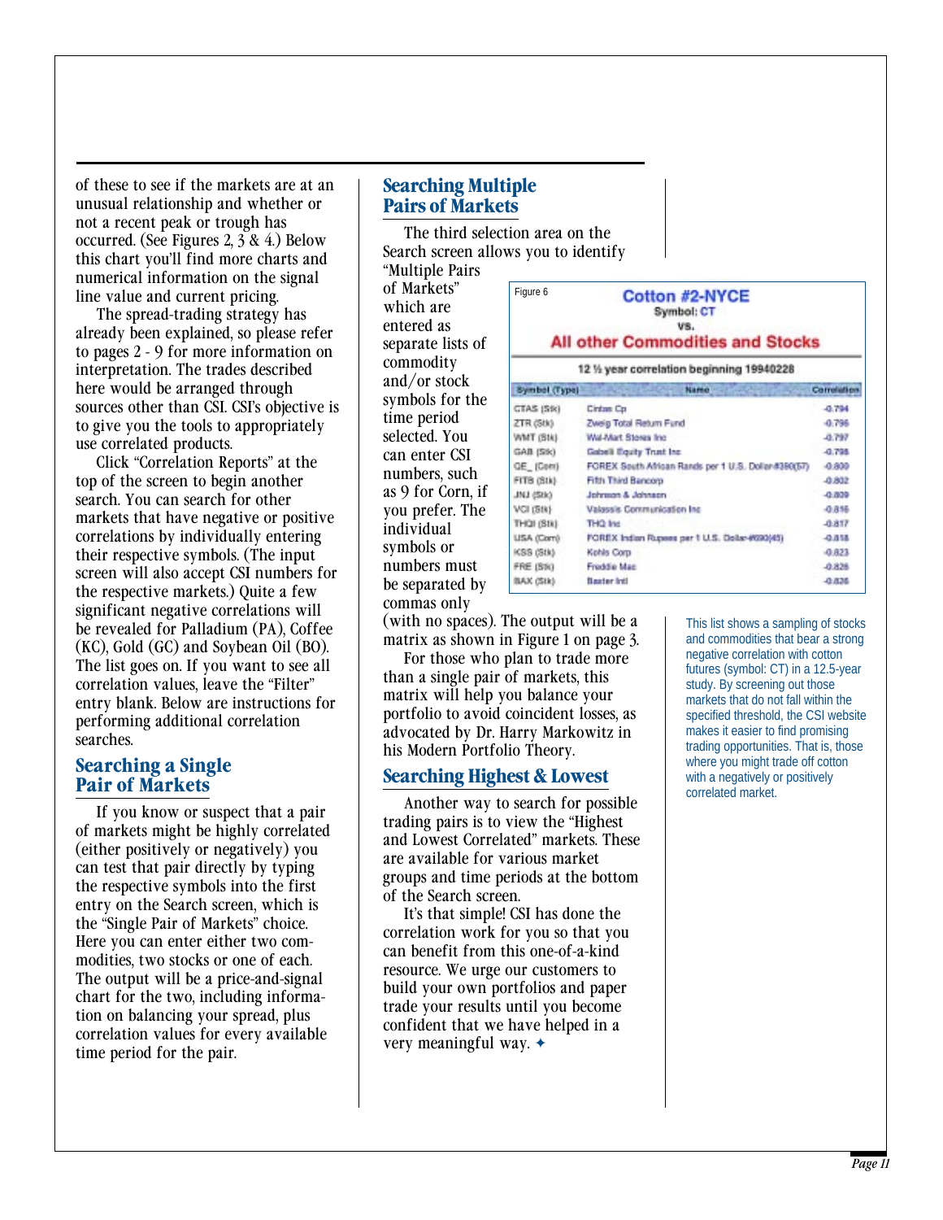of these to see if the markets are at an unusual relationship and whether or not a recent peak or trough has occurred. (See Figures 2, 3 & 4.) Below this chart you'll find more charts and numerical information on the signal line value and current pricing.

The spread-trading strategy has already been explained, so please refer to pages 2 - 9 for more information on interpretation. The trades described here would be arranged through sources other than CSI. CSI's objective is to give you the tools to appropriately use correlated products.

Click "Correlation Reports" at the top of the screen to begin another search. You can search for other markets that have negative or positive correlations by individually entering their respective symbols. (The input screen will also accept CSI numbers for the respective markets.) Quite a few significant negative correlations will be revealed for Palladium (PA), Coffee (KC), Gold (GC) and Soybean Oil (BO). The list goes on. If you want to see all correlation values, leave the "Filter" entry blank. Below are instructions for performing additional correlation searches.

## Searching a Single Pair of Markets

If you know or suspect that a pair of markets might be highly correlated (either positively or negatively) you can test that pair directly by typing the respective symbols into the first entry on the Search screen, which is the "Single Pair of Markets" choice. Here you can enter either two commodities, two stocks or one of each. The output will be a price-and-signal chart for the two, including information on balancing your spread, plus correlation values for every available time period for the pair.

## Searching Multiple Pairs of Markets

The third selection area on the Search screen allows you to identify "Multiple Pairs of Markets" which are entered as separate lists of commodity and/or stock symbols for the time period selected. You can enter CSI numbers, such as 9 for Corn, if you prefer. The individual symbols or numbers must be separated by commas only (with no spaces). The output will be a matrix as shown in Figure 1 on page 3.

For those who plan to trade more than a single pair of markets, this matrix will help you balance your portfolio to avoid coincident losses, as advocated by Dr. Harry Markowitz in his Modern Portfolio Theory.

Figure 6

**Cotton #2-NYCE**
Symbol: CT
vs.
**All other Commodities and Stocks**

12 ½ year correlation beginning 19940228

| Symbol (Type) | Name | Correlation |
|---|---|---|
| CTAS (Stk) | Cintas Cp | -0.794 |
| ZTR (Stk) | Zweig Total Return Fund | -0.796 |
| WMT (Stk) | Wal-Mart Stores Inc | -0.797 |
| GAB (Stk) | Gabelli Equity Trust Inc | -0.798 |
| QE_ (Com) | FOREX South African Rands per 1 U.S. Dollar-#390(57) | -0.800 |
| FITB (Stk) | Fifth Third Bancorp | -0.802 |
| JNJ (Stk) | Johnson & Johnson | -0.809 |
| VCI (Stk) | Valassis Communication Inc | -0.816 |
| THQI (Stk) | THQ Inc | -0.817 |
| USA (Com) | FOREX Indian Rupees per 1 U.S. Dollar-#690(45) | -0.818 |
| KSS (Stk) | Kohls Corp | -0.823 |
| FRE (Stk) | Freddie Mac | -0.826 |
| BAX (Stk) | Baxter Intl | -0.826 |

This list shows a sampling of stocks and commodities that bear a strong negative correlation with cotton futures (symbol: CT) in a 12.5-year study. By screening out those markets that do not fall within the specified threshold, the CSI website makes it easier to find promising trading opportunities. That is, those where you might trade off cotton with a negatively or positively correlated market.

## Searching Highest & Lowest

Another way to search for possible trading pairs is to view the "Highest and Lowest Correlated" markets. These are available for various market groups and time periods at the bottom of the Search screen.

It's that simple! CSI has done the correlation work for you so that you can benefit from this one-of-a-kind resource. We urge our customers to build your own portfolios and paper trade your results until you become confident that we have helped in a very meaningful way. ✦